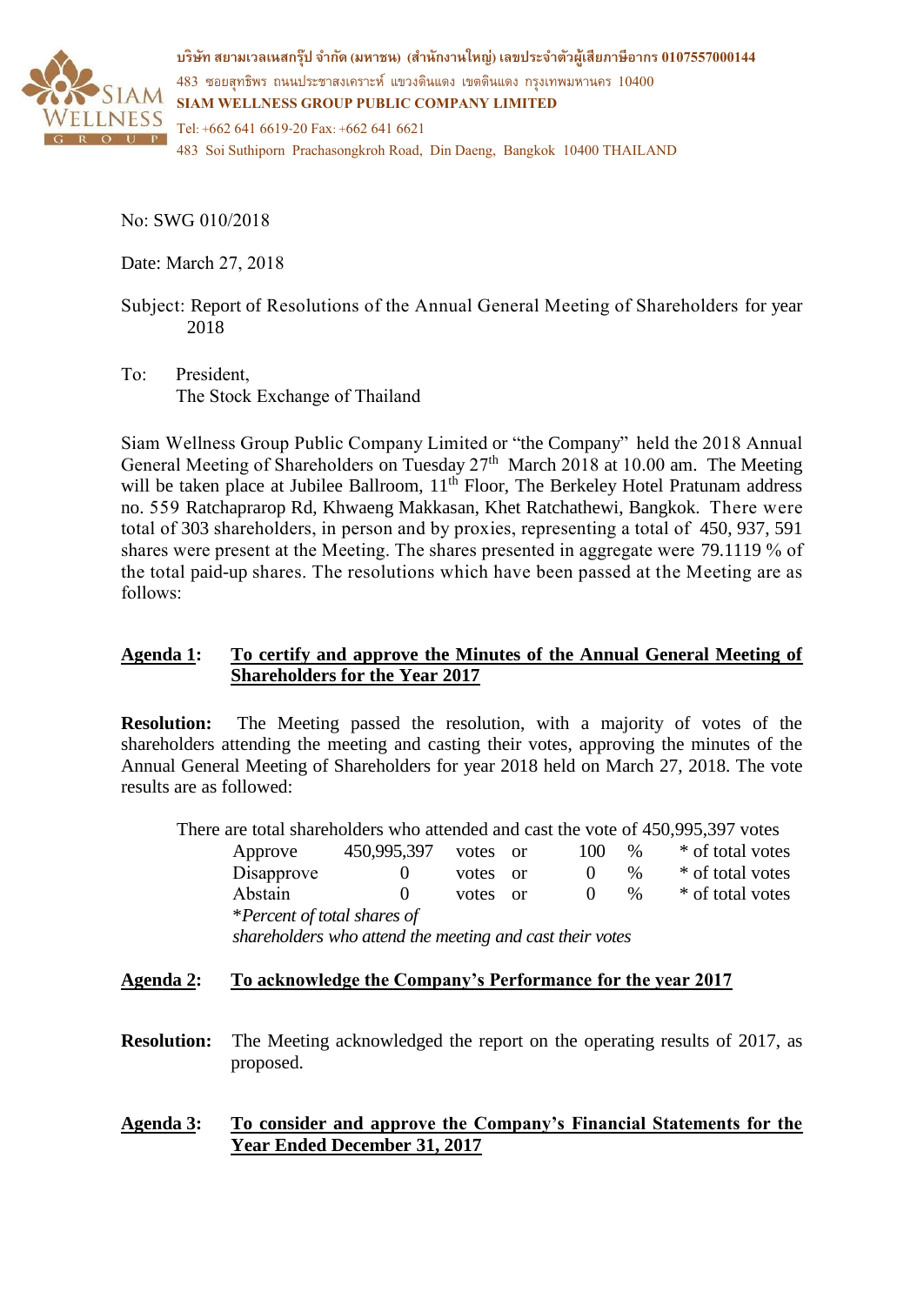บริษัท สยามเวลเนสกรุ๊ป จำกัด (มหาชน) (สำนักงานใหญ่) เลขประจำตัวผู้เสียภาษีอากร 0107557000144
483 ซอยสุทธิพร ถนนประชาสงเคราะห์ แขวงดินแดง เขตดินแดง กรุงเทพมหานคร 10400
**SIAM WELLNESS GROUP PUBLIC COMPANY LIMITED**
Tel: +662 641 6619-20 Fax: +662 641 6621
483 Soi Suthiporn Prachasongkroh Road, Din Daeng, Bangkok 10400 THAILAND

No: SWG 010/2018

Date: March 27, 2018

Subject: Report of Resolutions of the Annual General Meeting of Shareholders for year 2018

To: President,
The Stock Exchange of Thailand

Siam Wellness Group Public Company Limited or "the Company" held the 2018 Annual General Meeting of Shareholders on Tuesday 27th March 2018 at 10.00 am. The Meeting will be taken place at Jubilee Ballroom, 11th Floor, The Berkeley Hotel Pratunam address no. 559 Ratchaprarop Rd, Khwaeng Makkasan, Khet Ratchathewi, Bangkok. There were total of 303 shareholders, in person and by proxies, representing a total of 450, 937, 591 shares were present at the Meeting. The shares presented in aggregate were 79.1119 % of the total paid-up shares. The resolutions which have been passed at the Meeting are as follows:

**Agenda 1: To certify and approve the Minutes of the Annual General Meeting of Shareholders for the Year 2017**

**Resolution:** The Meeting passed the resolution, with a majority of votes of the shareholders attending the meeting and casting their votes, approving the minutes of the Annual General Meeting of Shareholders for year 2018 held on March 27, 2018. The vote results are as followed:

There are total shareholders who attended and cast the vote of 450,995,397 votes

| | | | | | | |
|---|---|---|---|---|---|---|
| Approve | 450,995,397 | votes | or | 100 | % | * of total votes |
| Disapprove | 0 | votes | or | 0 | % | * of total votes |
| Abstain | 0 | votes | or | 0 | % | * of total votes |

**Percent of total shares of shareholders who attend the meeting and cast their votes*

**Agenda 2: To acknowledge the Company's Performance for the year 2017**

**Resolution:** The Meeting acknowledged the report on the operating results of 2017, as proposed.

**Agenda 3: To consider and approve the Company's Financial Statements for the Year Ended December 31, 2017**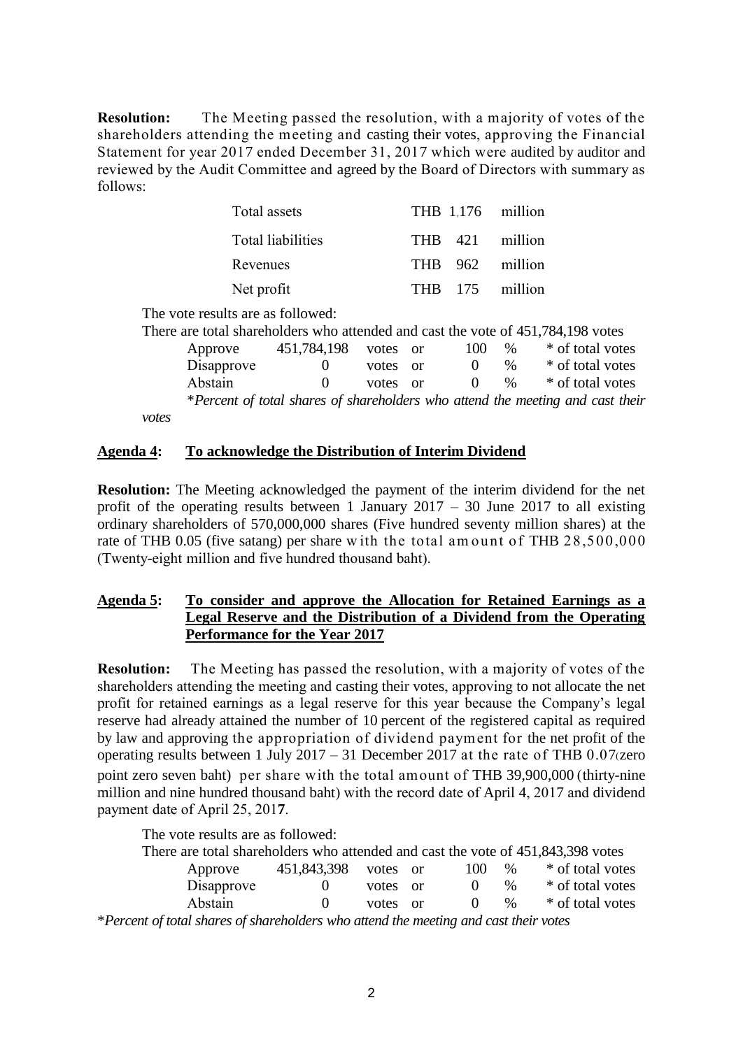**Resolution:** The Meeting passed the resolution, with a majority of votes of the shareholders attending the meeting and casting their votes, approving the Financial Statement for year 2017 ended December 31, 2017 which were audited by auditor and reviewed by the Audit Committee and agreed by the Board of Directors with summary as follows:

| | | |
|---|---|---|
| Total assets | THB 1,176 | million |
| Total liabilities | THB 421 | million |
| Revenues | THB 962 | million |
| Net profit | THB 175 | million |

The vote results are as followed:

There are total shareholders who attended and cast the vote of 451,784,198 votes

| | | | | |
|---|---|---|---|---|
| Approve | 451,784,198 | votes or | 100 % | * of total votes |
| Disapprove | 0 | votes or | 0 % | * of total votes |
| Abstain | 0 | votes or | 0 % | * of total votes |

**Percent of total shares of shareholders who attend the meeting and cast their votes*

## Agenda 4: To acknowledge the Distribution of Interim Dividend

**Resolution:** The Meeting acknowledged the payment of the interim dividend for the net profit of the operating results between 1 January 2017 – 30 June 2017 to all existing ordinary shareholders of 570,000,000 shares (Five hundred seventy million shares) at the rate of THB 0.05 (five satang) per share with the total amount of THB 28,500,000 (Twenty-eight million and five hundred thousand baht).

## Agenda 5: To consider and approve the Allocation for Retained Earnings as a Legal Reserve and the Distribution of a Dividend from the Operating Performance for the Year 2017

**Resolution:** The Meeting has passed the resolution, with a majority of votes of the shareholders attending the meeting and casting their votes, approving to not allocate the net profit for retained earnings as a legal reserve for this year because the Company's legal reserve had already attained the number of 10 percent of the registered capital as required by law and approving the appropriation of dividend payment for the net profit of the operating results between 1 July 2017 – 31 December 2017 at the rate of THB 0.07(zero point zero seven baht) per share with the total amount of THB 39,900,000 (thirty-nine million and nine hundred thousand baht) with the record date of April 4, 2017 and dividend payment date of April 25, 201**7**.

The vote results are as followed:

There are total shareholders who attended and cast the vote of 451,843,398 votes

| | | | | |
|---|---|---|---|---|
| Approve | 451,843,398 | votes or | 100 % | * of total votes |
| Disapprove | 0 | votes or | 0 % | * of total votes |
| Abstain | 0 | votes or | 0 % | * of total votes |

**Percent of total shares of shareholders who attend the meeting and cast their votes*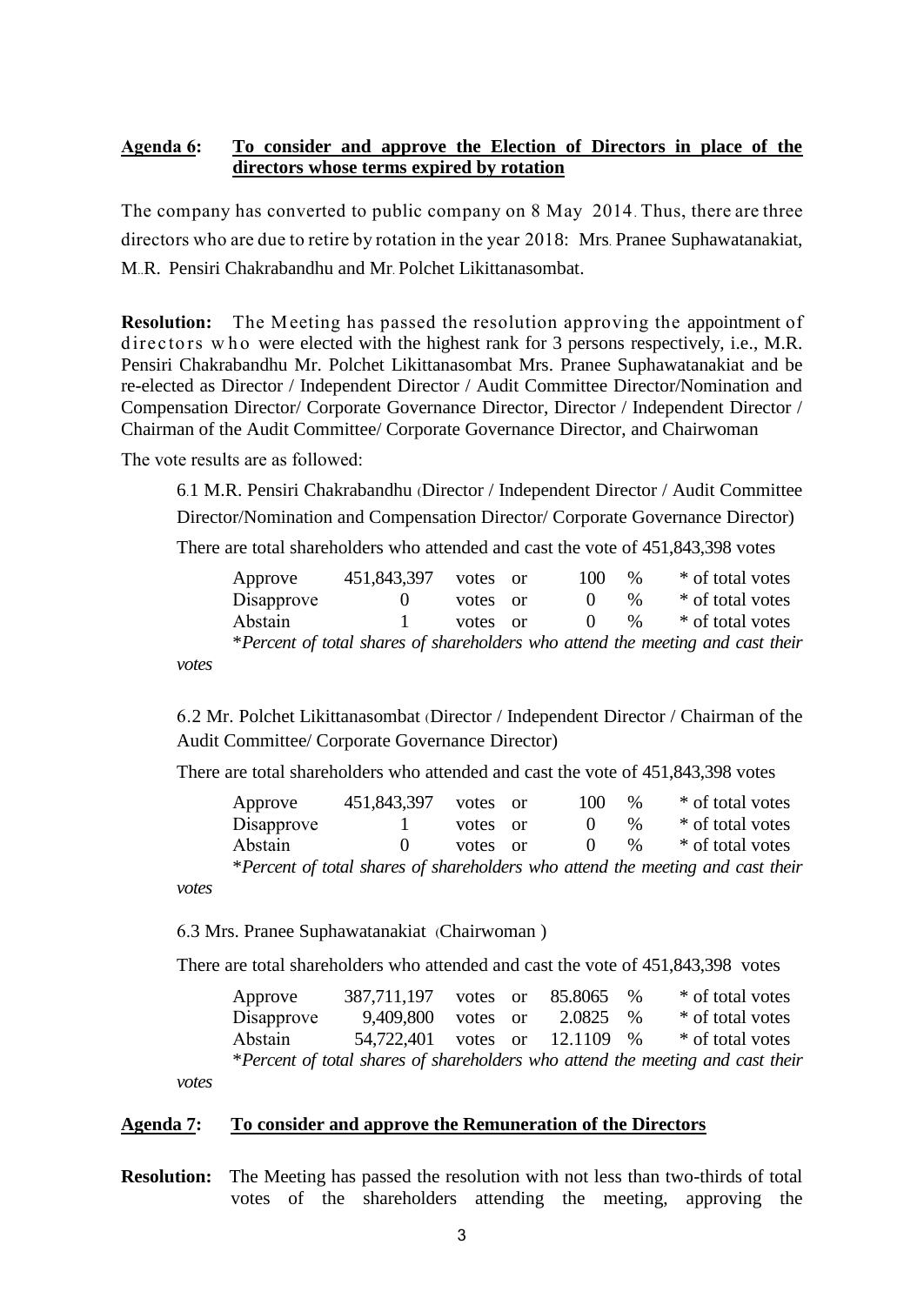**Agenda 6: To consider and approve the Election of Directors in place of the directors whose terms expired by rotation**

The company has converted to public company on 8 May 2014. Thus, there are three directors who are due to retire by rotation in the year 2018: Mrs. Pranee Suphawatanakiat, M..R. Pensiri Chakrabandhu and Mr. Polchet Likittanasombat.

**Resolution:** The Meeting has passed the resolution approving the appointment of directors who were elected with the highest rank for 3 persons respectively, i.e., M.R. Pensiri Chakrabandhu Mr. Polchet Likittanasombat Mrs. Pranee Suphawatanakiat and be re-elected as Director / Independent Director / Audit Committee Director/Nomination and Compensation Director/ Corporate Governance Director, Director / Independent Director / Chairman of the Audit Committee/ Corporate Governance Director, and Chairwoman

The vote results are as followed:

6.1 M.R. Pensiri Chakrabandhu (Director / Independent Director / Audit Committee Director/Nomination and Compensation Director/ Corporate Governance Director)

There are total shareholders who attended and cast the vote of 451,843,398 votes

| | | | | | |
|---|---|---|---|---|---|
| Approve | 451,843,397 | votes or | 100 | % | * of total votes |
| Disapprove | 0 | votes or | 0 | % | * of total votes |
| Abstain | 1 | votes or | 0 | % | * of total votes |

**Percent of total shares of shareholders who attend the meeting and cast their votes*

6.2 Mr. Polchet Likittanasombat (Director / Independent Director / Chairman of the Audit Committee/ Corporate Governance Director)

There are total shareholders who attended and cast the vote of 451,843,398 votes

| | | | | | |
|---|---|---|---|---|---|
| Approve | 451,843,397 | votes or | 100 | % | * of total votes |
| Disapprove | 1 | votes or | 0 | % | * of total votes |
| Abstain | 0 | votes or | 0 | % | * of total votes |

**Percent of total shares of shareholders who attend the meeting and cast their votes*

6.3 Mrs. Pranee Suphawatanakiat (Chairwoman )

There are total shareholders who attended and cast the vote of 451,843,398 votes

| | | | | | |
|---|---|---|---|---|---|
| Approve | 387,711,197 | votes or | 85.8065 | % | * of total votes |
| Disapprove | 9,409,800 | votes or | 2.0825 | % | * of total votes |
| Abstain | 54,722,401 | votes or | 12.1109 | % | * of total votes |

**Percent of total shares of shareholders who attend the meeting and cast their votes*

**Agenda 7: To consider and approve the Remuneration of the Directors**

**Resolution:** The Meeting has passed the resolution with not less than two-thirds of total votes of the shareholders attending the meeting, approving the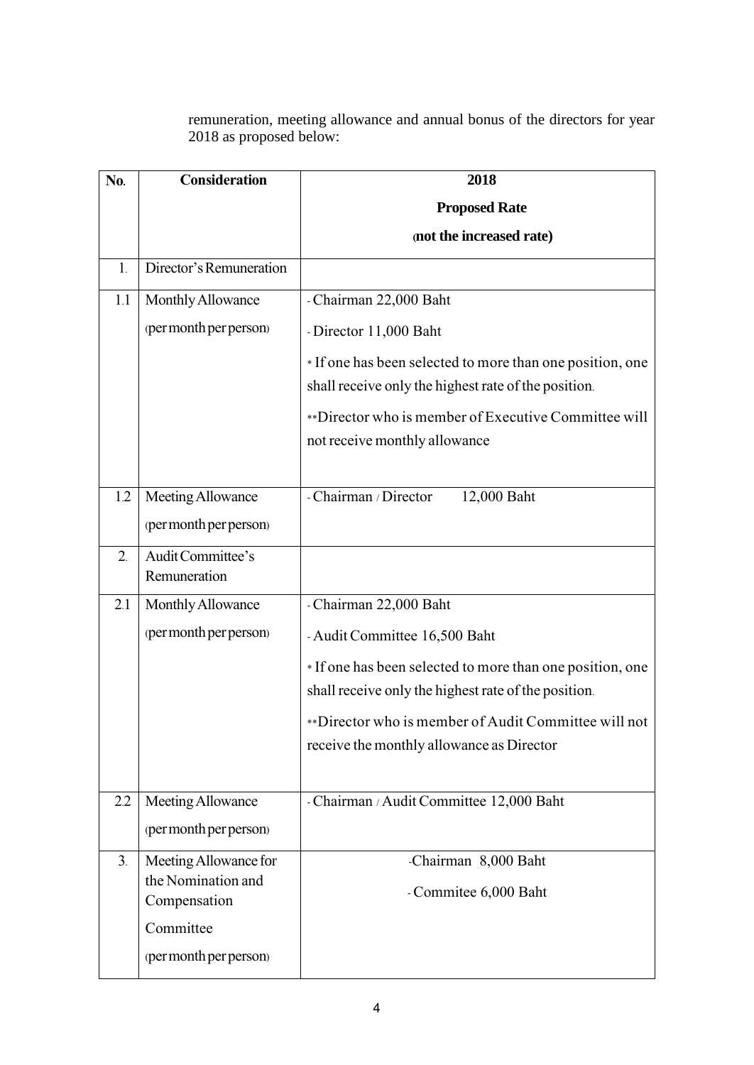remuneration, meeting allowance and annual bonus of the directors for year 2018 as proposed below:

| No. | Consideration | 2018<br>**Proposed Rate**<br>**(not the increased rate)** |
|---|---|---|
| 1. | Director's Remuneration | |
| 1.1 | Monthly Allowance<br>(per month per person) | - Chairman 22,000 Baht<br>- Director 11,000 Baht<br>* If one has been selected to more than one position, one shall receive only the highest rate of the position.<br>**Director who is member of Executive Committee will not receive monthly allowance |
| 1.2 | Meeting Allowance<br>(per month per person) | - Chairman / Director 12,000 Baht |
| 2. | Audit Committee's Remuneration | |
| 2.1 | Monthly Allowance<br>(per month per person) | - Chairman 22,000 Baht<br>- Audit Committee 16,500 Baht<br>* If one has been selected to more than one position, one shall receive only the highest rate of the position.<br>**Director who is member of Audit Committee will not receive the monthly allowance as Director |
| 2.2 | Meeting Allowance<br>(per month per person) | - Chairman / Audit Committee 12,000 Baht |
| 3. | Meeting Allowance for the Nomination and Compensation Committee<br>(per month per person) | -Chairman 8,000 Baht<br>- Commitee 6,000 Baht |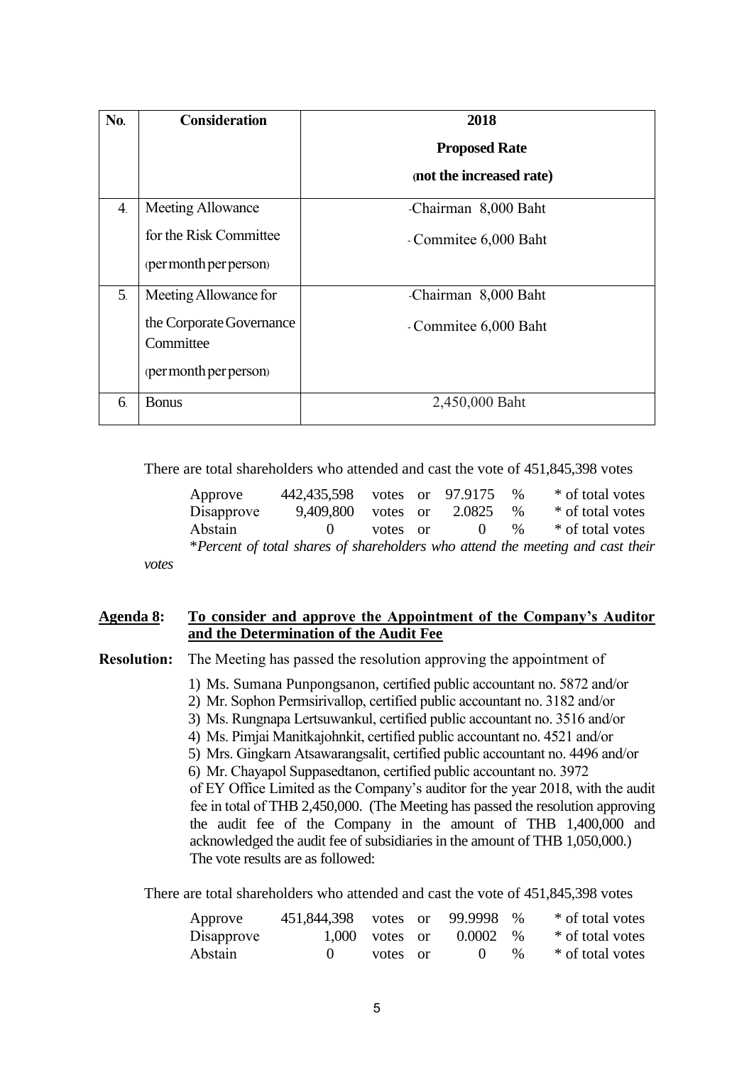| No. | Consideration | 2018<br>**Proposed Rate**<br>**(not the increased rate)** |
|---|---|---|
| 4. | Meeting Allowance for the Risk Committee (per month per person) | -Chairman 8,000 Baht<br>- Commitee 6,000 Baht |
| 5. | Meeting Allowance for the Corporate Governance Committee (per month per person) | -Chairman 8,000 Baht<br>- Commitee 6,000 Baht |
| 6. | Bonus | 2,450,000 Baht |

There are total shareholders who attended and cast the vote of 451,845,398 votes

| | | | |
|---|---|---|---|
| Approve | 442,435,598 votes or | 97.9175 % | * of total votes |
| Disapprove | 9,409,800 votes or | 2.0825 % | * of total votes |
| Abstain | 0 votes or | 0 % | * of total votes |

**Percent of total shares of shareholders who attend the meeting and cast their votes*

**Agenda 8: To consider and approve the Appointment of the Company's Auditor and the Determination of the Audit Fee**

**Resolution:** The Meeting has passed the resolution approving the appointment of

1) Ms. Sumana Punpongsanon, certified public accountant no. 5872 and/or
2) Mr. Sophon Permsirivallop, certified public accountant no. 3182 and/or
3) Ms. Rungnapa Lertsuwankul, certified public accountant no. 3516 and/or
4) Ms. Pimjai Manitkajohnkit, certified public accountant no. 4521 and/or
5) Mrs. Gingkarn Atsawarangsalit, certified public accountant no. 4496 and/or
6) Mr. Chayapol Suppasedtanon, certified public accountant no. 3972

of EY Office Limited as the Company's auditor for the year 2018, with the audit fee in total of THB 2,450,000. (The Meeting has passed the resolution approving the audit fee of the Company in the amount of THB 1,400,000 and acknowledged the audit fee of subsidiaries in the amount of THB 1,050,000.) The vote results are as followed:

There are total shareholders who attended and cast the vote of 451,845,398 votes

| | | | |
|---|---|---|---|
| Approve | 451,844,398 votes or | 99.9998 % | * of total votes |
| Disapprove | 1,000 votes or | 0.0002 % | * of total votes |
| Abstain | 0 votes or | 0 % | * of total votes |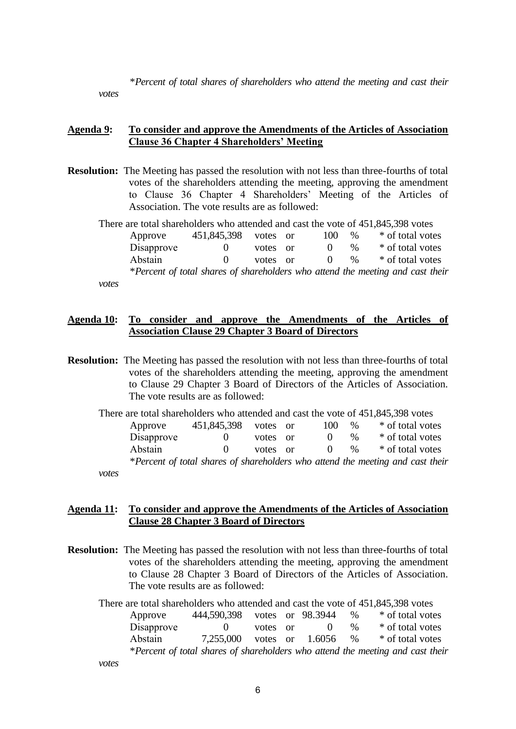*\*Percent of total shares of shareholders who attend the meeting and cast their votes*

**<u>Agenda 9</u>: <u>To consider and approve the Amendments of the Articles of Association Clause 36 Chapter 4 Shareholders' Meeting</u>**

**Resolution:** The Meeting has passed the resolution with not less than three-fourths of total votes of the shareholders attending the meeting, approving the amendment to Clause 36 Chapter 4 Shareholders' Meeting of the Articles of Association. The vote results are as followed:

There are total shareholders who attended and cast the vote of 451,845,398 votes

| | | | | | |
|---|---|---|---|---|---|
| Approve | 451,845,398 | votes or | 100 | % | * of total votes |
| Disapprove | 0 | votes or | 0 | % | * of total votes |
| Abstain | 0 | votes or | 0 | % | * of total votes |

*\*Percent of total shares of shareholders who attend the meeting and cast their votes*

**<u>Agenda 10</u>: <u>To consider and approve the Amendments of the Articles of Association Clause 29 Chapter 3 Board of Directors</u>**

**Resolution:** The Meeting has passed the resolution with not less than three-fourths of total votes of the shareholders attending the meeting, approving the amendment to Clause 29 Chapter 3 Board of Directors of the Articles of Association. The vote results are as followed:

There are total shareholders who attended and cast the vote of 451,845,398 votes

| | | | | | |
|---|---|---|---|---|---|
| Approve | 451,845,398 | votes or | 100 | % | * of total votes |
| Disapprove | 0 | votes or | 0 | % | * of total votes |
| Abstain | 0 | votes or | 0 | % | * of total votes |

*\*Percent of total shares of shareholders who attend the meeting and cast their votes*

**<u>Agenda 11</u>: <u>To consider and approve the Amendments of the Articles of Association Clause 28 Chapter 3 Board of Directors</u>**

**Resolution:** The Meeting has passed the resolution with not less than three-fourths of total votes of the shareholders attending the meeting, approving the amendment to Clause 28 Chapter 3 Board of Directors of the Articles of Association. The vote results are as followed:

There are total shareholders who attended and cast the vote of 451,845,398 votes

| | | | | | |
|---|---|---|---|---|---|
| Approve | 444,590,398 | votes or | 98.3944 | % | * of total votes |
| Disapprove | 0 | votes or | 0 | % | * of total votes |
| Abstain | 7,255,000 | votes or | 1.6056 | % | * of total votes |

*\*Percent of total shares of shareholders who attend the meeting and cast their votes*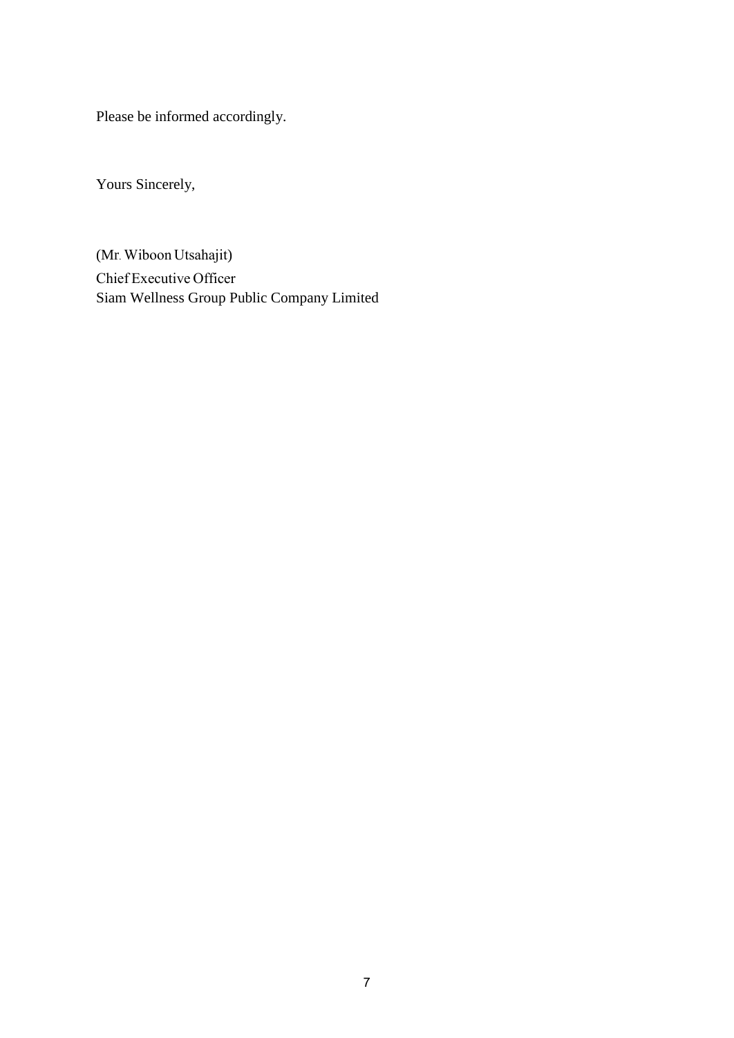Please be informed accordingly.

Yours Sincerely,

(Mr. Wiboon Utsahajit)
Chief Executive Officer
Siam Wellness Group Public Company Limited